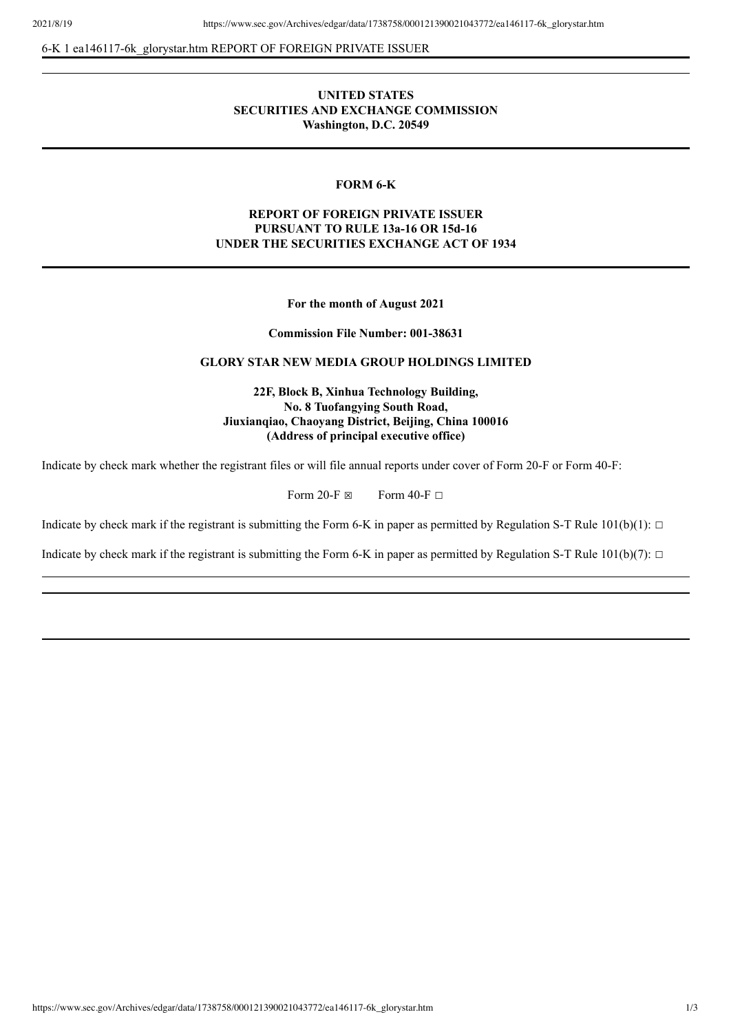6-K 1 ea146117-6k_glorystar.htm REPORT OF FOREIGN PRIVATE ISSUER

---

**UNITED STATES**
**SECURITIES AND EXCHANGE COMMISSION**
**Washington, D.C. 20549**

---

**FORM 6-K**

**REPORT OF FOREIGN PRIVATE ISSUER**
**PURSUANT TO RULE 13a-16 OR 15d-16**
**UNDER THE SECURITIES EXCHANGE ACT OF 1934**

---

**For the month of August 2021**

**Commission File Number: 001-38631**

**GLORY STAR NEW MEDIA GROUP HOLDINGS LIMITED**

**22F, Block B, Xinhua Technology Building,**
**No. 8 Tuofangying South Road,**
**Jiuxianqiao, Chaoyang District, Beijing, China 100016**
**(Address of principal executive office)**

Indicate by check mark whether the registrant files or will file annual reports under cover of Form 20-F or Form 40-F:

Form 20-F ☒ Form 40-F ☐

Indicate by check mark if the registrant is submitting the Form 6-K in paper as permitted by Regulation S-T Rule 101(b)(1): ☐

Indicate by check mark if the registrant is submitting the Form 6-K in paper as permitted by Regulation S-T Rule 101(b)(7): ☐

---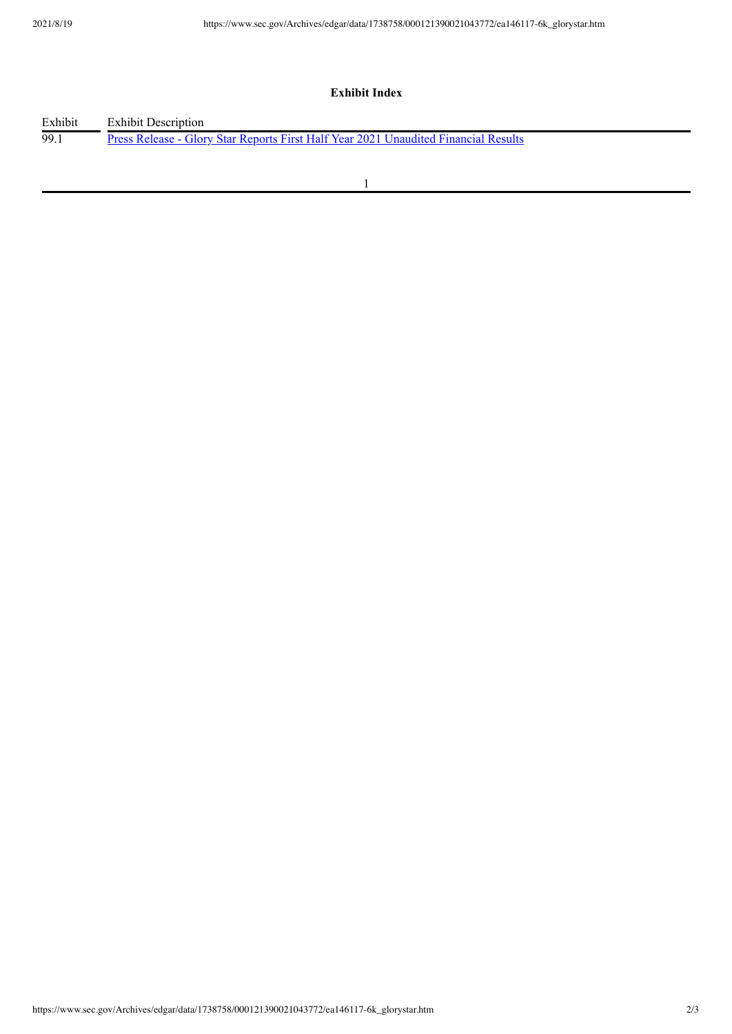**Exhibit Index**

| Exhibit | Exhibit Description |
| --- | --- |
| 99.1 | Press Release - Glory Star Reports First Half Year 2021 Unaudited Financial Results |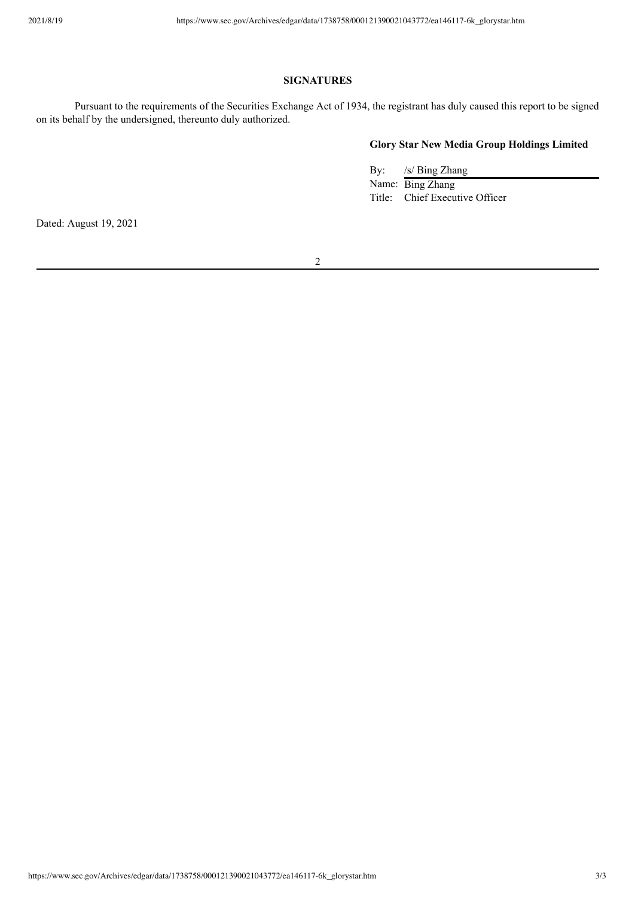**SIGNATURES**

Pursuant to the requirements of the Securities Exchange Act of 1934, the registrant has duly caused this report to be signed on its behalf by the undersigned, thereunto duly authorized.

**Glory Star New Media Group Holdings Limited**

By: /s/ Bing Zhang

Name: Bing Zhang

Title: Chief Executive Officer

Dated: August 19, 2021